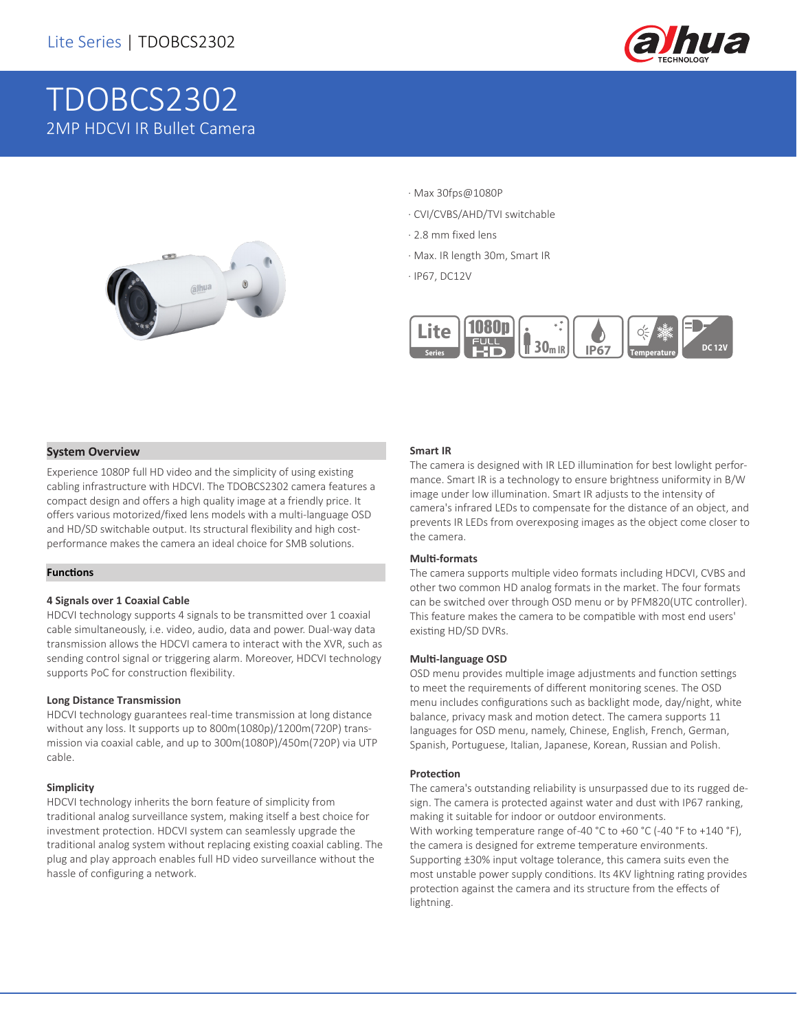# TDOBCS2302

2MP HDCVI IR Bullet Camera

- Max 30fps@1080P
- CVI/CVBS/AHD/TVI switchable
- 2.8 mm fixed lens
- Max. IR length 30m, Smart IR
- IP67, DC12V

## System Overview

Experience 1080P full HD video and the simplicity of using existing cabling infrastructure with HDCVI. The TDOBCS2302 camera features a compact design and offers a high quality image at a friendly price. It offers various motorized/fixed lens models with a multi-language OSD and HD/SD switchable output. Its structural flexibility and high cost-performance makes the camera an ideal choice for SMB solutions.

## Functions

### 4 Signals over 1 Coaxial Cable

HDCVI technology supports 4 signals to be transmitted over 1 coaxial cable simultaneously, i.e. video, audio, data and power. Dual-way data transmission allows the HDCVI camera to interact with the XVR, such as sending control signal or triggering alarm. Moreover, HDCVI technology supports PoC for construction flexibility.

### Long Distance Transmission

HDCVI technology guarantees real-time transmission at long distance without any loss. It supports up to 800m(1080p)/1200m(720P) transmission via coaxial cable, and up to 300m(1080P)/450m(720P) via UTP cable.

### Simplicity

HDCVI technology inherits the born feature of simplicity from traditional analog surveillance system, making itself a best choice for investment protection. HDCVI system can seamlessly upgrade the traditional analog system without replacing existing coaxial cabling. The plug and play approach enables full HD video surveillance without the hassle of configuring a network.

### Smart IR

The camera is designed with IR LED illumination for best lowlight performance. Smart IR is a technology to ensure brightness uniformity in B/W image under low illumination. Smart IR adjusts to the intensity of camera's infrared LEDs to compensate for the distance of an object, and prevents IR LEDs from overexposing images as the object come closer to the camera.

### Multi-formats

The camera supports multiple video formats including HDCVI, CVBS and other two common HD analog formats in the market. The four formats can be switched over through OSD menu or by PFM820(UTC controller). This feature makes the camera to be compatible with most end users' existing HD/SD DVRs.

### Multi-language OSD

OSD menu provides multiple image adjustments and function settings to meet the requirements of different monitoring scenes. The OSD menu includes configurations such as backlight mode, day/night, white balance, privacy mask and motion detect. The camera supports 11 languages for OSD menu, namely, Chinese, English, French, German, Spanish, Portuguese, Italian, Japanese, Korean, Russian and Polish.

### Protection

The camera's outstanding reliability is unsurpassed due to its rugged design. The camera is protected against water and dust with IP67 ranking, making it suitable for indoor or outdoor environments.
With working temperature range of -40 °C to +60 °C (-40 °F to +140 °F), the camera is designed for extreme temperature environments.
Supporting ±30% input voltage tolerance, this camera suits even the most unstable power supply conditions. Its 4KV lightning rating provides protection against the camera and its structure from the effects of lightning.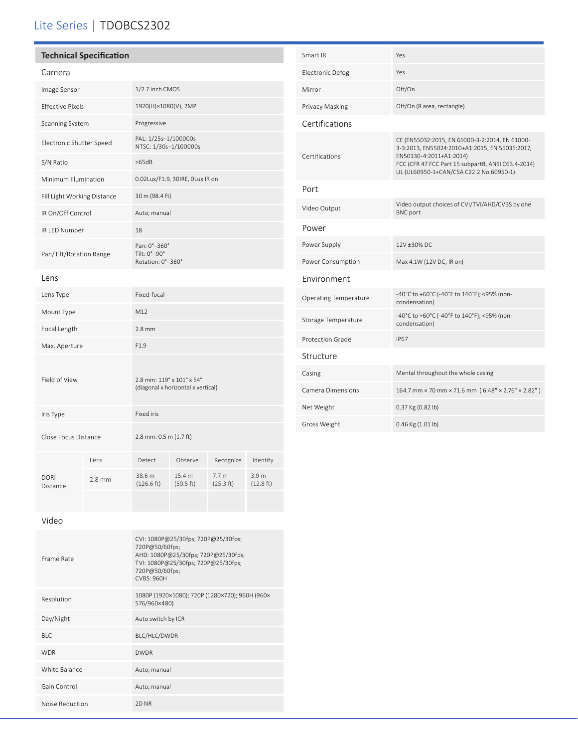# Lite Series | TDOBCS2302

## Technical Specification

### Camera

| | |
|---|---|
| Image Sensor | 1/2.7 inch CMOS |
| Effective Pixels | 1920(H)×1080(V), 2MP |
| Scanning System | Progressive |
| Electronic Shutter Speed | PAL: 1/25s–1/100000s<br>NTSC: 1/30s–1/100000s |
| S/N Ratio | >65dB |
| Minimum Illumination | 0.02Lux/F1.9, 30IRE, 0Lux IR on |
| Fill Light Working Distance | 30 m (98.4 ft) |
| IR On/Off Control | Auto; manual |
| IR LED Number | 18 |
| Pan/Tilt/Rotation Range | Pan: 0°–360°<br>Tilt: 0°–90°<br>Rotation: 0°–360° |

### Lens

| | |
|---|---|
| Lens Type | Fixed-focal |
| Mount Type | M12 |
| Focal Length | 2.8 mm |
| Max. Aperture | F1.9 |
| Field of View | 2.8 mm: 119° x 101° x 54°<br>(diagonal x horizontal x vertical) |
| Iris Type | Fixed iris |
| Close Focus Distance | 2.8 mm: 0.5 m (1.7 ft) |

| DORI Distance | Lens | Detect | Observe | Recognize | Identify |
|---|---|---|---|---|---|
| | 2.8 mm | 38.6 m (126.6 ft) | 15.4 m (50.5 ft) | 7.7 m (25.3 ft) | 3.9 m (12.8 ft) |

### Video

| | |
|---|---|
| Frame Rate | CVI: 1080P@25/30fps; 720P@25/30fps;<br>720P@50/60fps;<br>AHD: 1080P@25/30fps; 720P@25/30fps;<br>TVI: 1080P@25/30fps; 720P@25/30fps;<br>720P@50/60fps;<br>CVBS: 960H |
| Resolution | 1080P (1920×1080); 720P (1280×720); 960H (960×576/960×480) |
| Day/Night | Auto switch by ICR |
| BLC | BLC/HLC/DWDR |
| WDR | DWDR |
| White Balance | Auto; manual |
| Gain Control | Auto; manual |
| Noise Reduction | 2D NR |
| Smart IR | Yes |
| Electronic Defog | Yes |
| Mirror | Off/On |
| Privacy Masking | Off/On (8 area, rectangle) |

### Certifications

| | |
|---|---|
| Certifications | CE (EN55032:2015, EN 61000-3-2:2014, EN 61000-3-3:2013, EN55024:2010+A1:2015, EN 55035:2017, EN50130-4:2011+A1:2014)<br>FCC (CFR 47 FCC Part 15 subpartB, ANSI C63.4-2014)<br>UL (UL60950-1+CAN/CSA C22.2 No.60950-1) |

### Port

| | |
|---|---|
| Video Output | Video output choices of CVI/TVI/AHD/CVBS by one BNC port |

### Power

| | |
|---|---|
| Power Supply | 12V ±30% DC |
| Power Consumption | Max 4.1W (12V DC, IR on) |

### Environment

| | |
|---|---|
| Operating Temperature | -40°C to +60°C (-40°F to 140°F); <95% (non-condensation) |
| Storage Temperature | -40°C to +60°C (-40°F to 140°F); <95% (non-condensation) |
| Protection Grade | IP67 |

### Structure

| | |
|---|---|
| Casing | Mental throughout the whole casing |
| Camera Dimensions | 164.7 mm × 70 mm × 71.6 mm ( 6.48" × 2.76" × 2.82" ) |
| Net Weight | 0.37 Kg (0.82 lb) |
| Gross Weight | 0.46 Kg (1.01 lb) |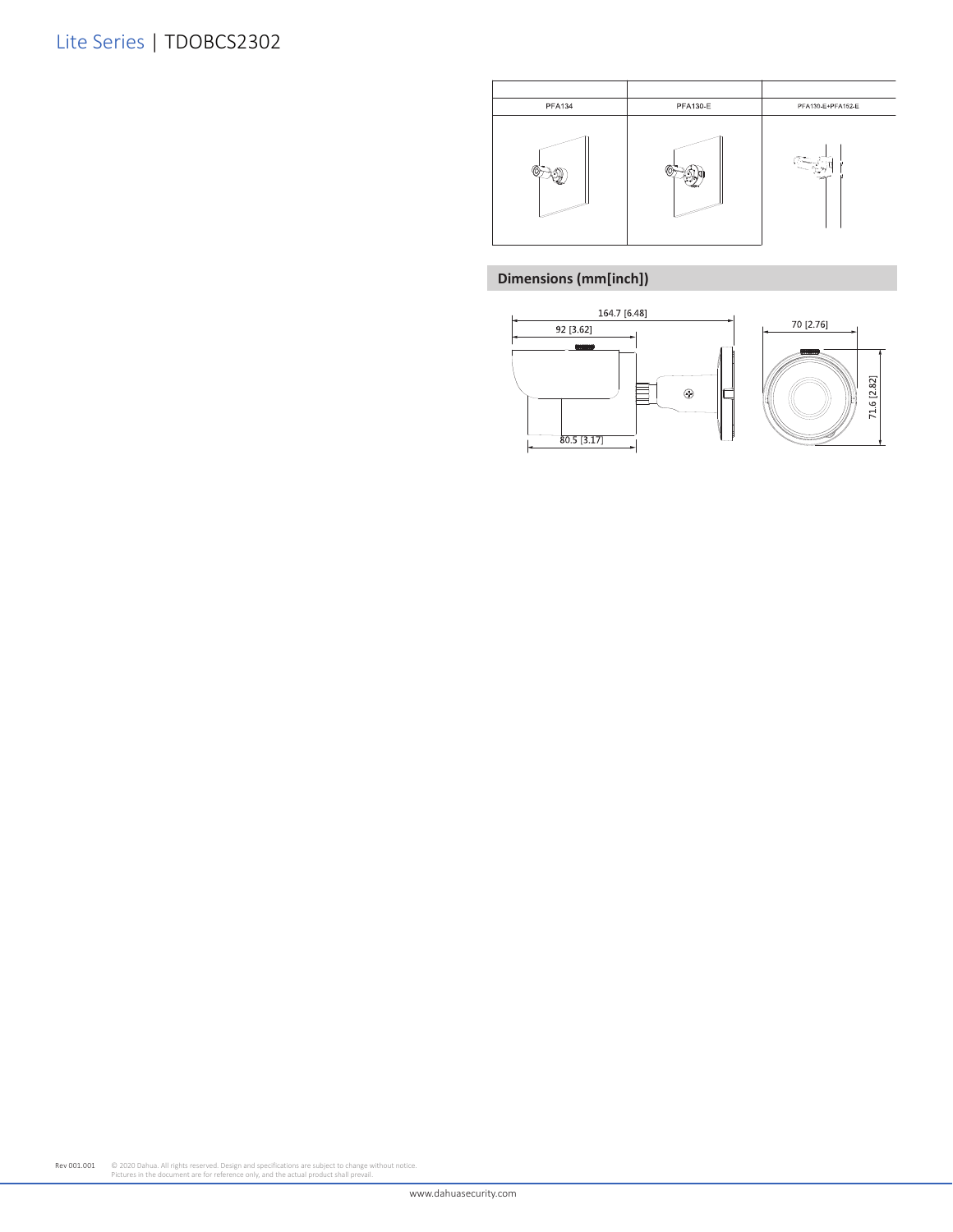| | | |
|---|---|---|
| PFA134 | PFA130-E | PFA130-E+PFA152-E |

## Dimensions (mm[inch])

164.7 [6.48]

92 [3.62]

80.5 [3.17]

70 [2.76]

71.6 [2.82]

Rev 001.001 © 2020 Dahua. All rights reserved. Design and specifications are subject to change without notice.
Pictures in the document are for reference only, and the actual product shall prevail.

www.dahuasecurity.com